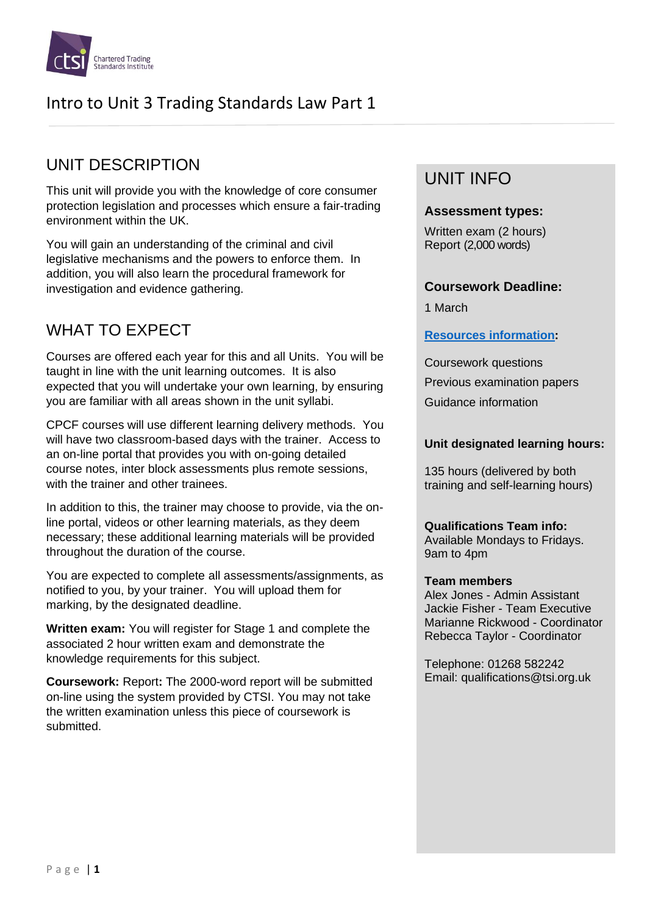# Intro to Unit 3 Trading Standards Law Part 1

## UNIT DESCRIPTION

This unit will provide you with the knowledge of core consumer protection legislation and processes which ensure a fair-trading environment within the UK.

You will gain an understanding of the criminal and civil legislative mechanisms and the powers to enforce them. In addition, you will also learn the procedural framework for investigation and evidence gathering.

## WHAT TO EXPECT

Courses are offered each year for this and all Units. You will be taught in line with the unit learning outcomes. It is also expected that you will undertake your own learning, by ensuring you are familiar with all areas shown in the unit syllabi.

CPCF courses will use different learning delivery methods. You will have two classroom-based days with the trainer. Access to an on-line portal that provides you with on-going detailed course notes, inter block assessments plus remote sessions, with the trainer and other trainees.

In addition to this, the trainer may choose to provide, via the on-line portal, videos or other learning materials, as they deem necessary; these additional learning materials will be provided throughout the duration of the course.

You are expected to complete all assessments/assignments, as notified to you, by your trainer. You will upload them for marking, by the designated deadline.

**Written exam:** You will register for Stage 1 and complete the associated 2 hour written exam and demonstrate the knowledge requirements for this subject.

**Coursework:** Report**:** The 2000-word report will be submitted on-line using the system provided by CTSI. You may not take the written examination unless this piece of coursework is submitted.

## UNIT INFO

**Assessment types:**

Written exam (2 hours)
Report (2,000 words)

**Coursework Deadline:**

1 March

**Resources information:**

Coursework questions

Previous examination papers

Guidance information

**Unit designated learning hours:**

135 hours (delivered by both training and self-learning hours)

**Qualifications Team info:**
Available Mondays to Fridays.
9am to 4pm

**Team members**
Alex Jones - Admin Assistant
Jackie Fisher - Team Executive
Marianne Rickwood - Coordinator
Rebecca Taylor - Coordinator

Telephone: 01268 582242
Email: qualifications@tsi.org.uk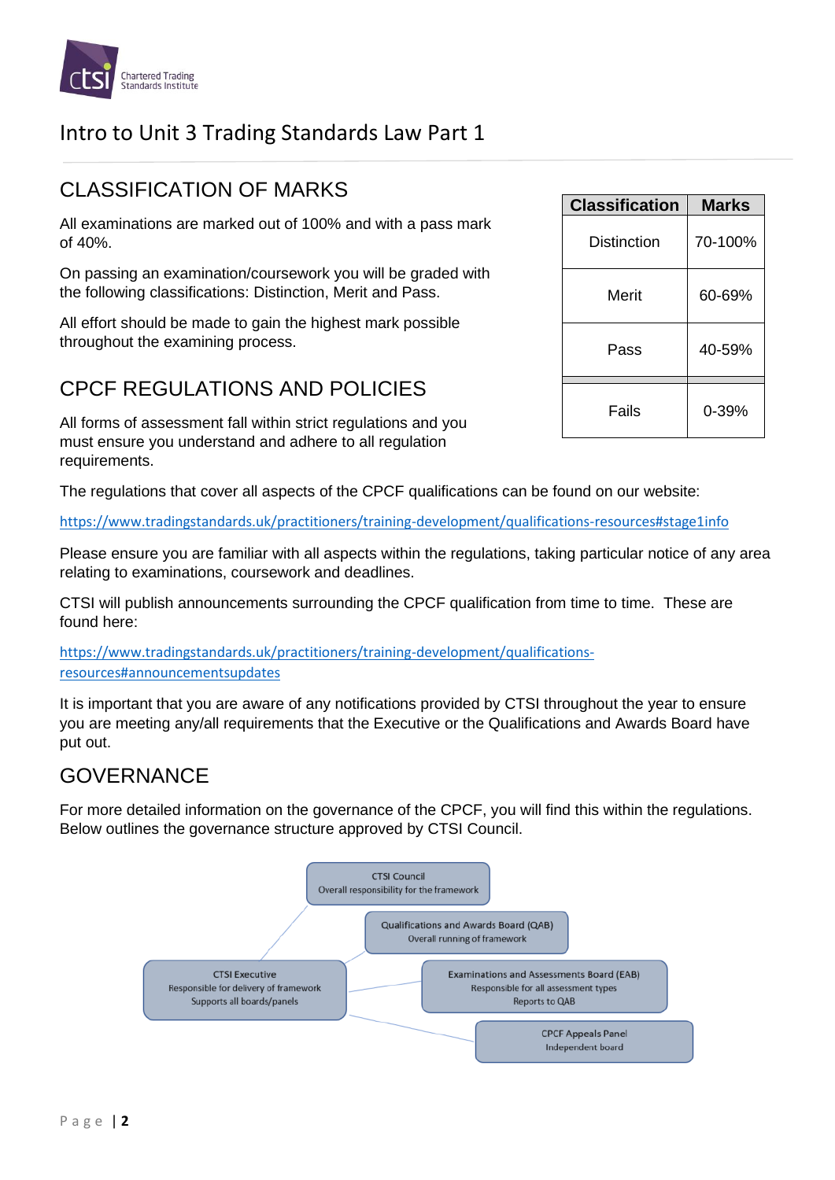Intro to Unit 3 Trading Standards Law Part 1

## CLASSIFICATION OF MARKS

All examinations are marked out of 100% and with a pass mark of 40%.

On passing an examination/coursework you will be graded with the following classifications: Distinction, Merit and Pass.

All effort should be made to gain the highest mark possible throughout the examining process.

| Classification | Marks |
|---|---|
| Distinction | 70-100% |
| Merit | 60-69% |
| Pass | 40-59% |
| Fails | 0-39% |

## CPCF REGULATIONS AND POLICIES

All forms of assessment fall within strict regulations and you must ensure you understand and adhere to all regulation requirements.

The regulations that cover all aspects of the CPCF qualifications can be found on our website:

https://www.tradingstandards.uk/practitioners/training-development/qualifications-resources#stage1info

Please ensure you are familiar with all aspects within the regulations, taking particular notice of any area relating to examinations, coursework and deadlines.

CTSI will publish announcements surrounding the CPCF qualification from time to time. These are found here:

https://www.tradingstandards.uk/practitioners/training-development/qualifications-resources#announcementsupdates

It is important that you are aware of any notifications provided by CTSI throughout the year to ensure you are meeting any/all requirements that the Executive or the Qualifications and Awards Board have put out.

## GOVERNANCE

For more detailed information on the governance of the CPCF, you will find this within the regulations. Below outlines the governance structure approved by CTSI Council.

CTSI Council
Overall responsibility for the framework

Qualifications and Awards Board (QAB)
Overall running of framework

CTSI Executive
Responsible for delivery of framework
Supports all boards/panels

Examinations and Assessments Board (EAB)
Responsible for all assessment types
Reports to QAB

CPCF Appeals Panel
Independent board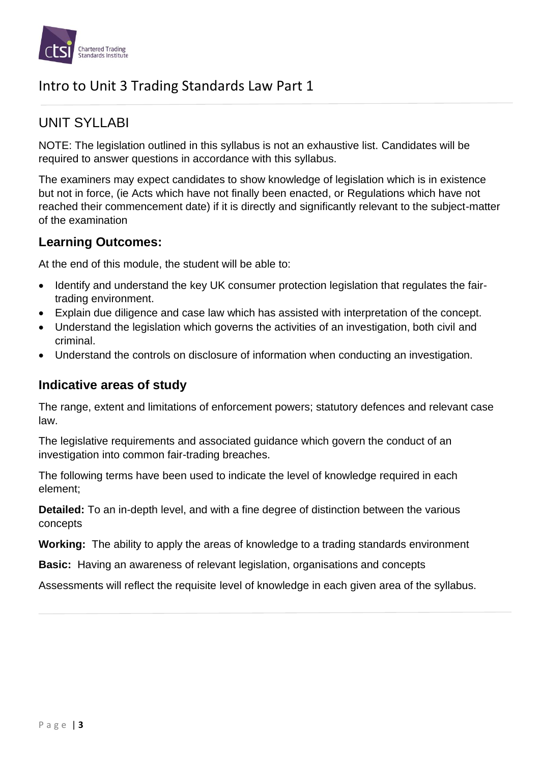# Intro to Unit 3 Trading Standards Law Part 1

## UNIT SYLLABI

NOTE: The legislation outlined in this syllabus is not an exhaustive list. Candidates will be required to answer questions in accordance with this syllabus.

The examiners may expect candidates to show knowledge of legislation which is in existence but not in force, (ie Acts which have not finally been enacted, or Regulations which have not reached their commencement date) if it is directly and significantly relevant to the subject-matter of the examination

### Learning Outcomes:

At the end of this module, the student will be able to:

- Identify and understand the key UK consumer protection legislation that regulates the fair-trading environment.
- Explain due diligence and case law which has assisted with interpretation of the concept.
- Understand the legislation which governs the activities of an investigation, both civil and criminal.
- Understand the controls on disclosure of information when conducting an investigation.

### Indicative areas of study

The range, extent and limitations of enforcement powers; statutory defences and relevant case law.

The legislative requirements and associated guidance which govern the conduct of an investigation into common fair-trading breaches.

The following terms have been used to indicate the level of knowledge required in each element;

**Detailed:** To an in-depth level, and with a fine degree of distinction between the various concepts

**Working:** The ability to apply the areas of knowledge to a trading standards environment

**Basic:** Having an awareness of relevant legislation, organisations and concepts

Assessments will reflect the requisite level of knowledge in each given area of the syllabus.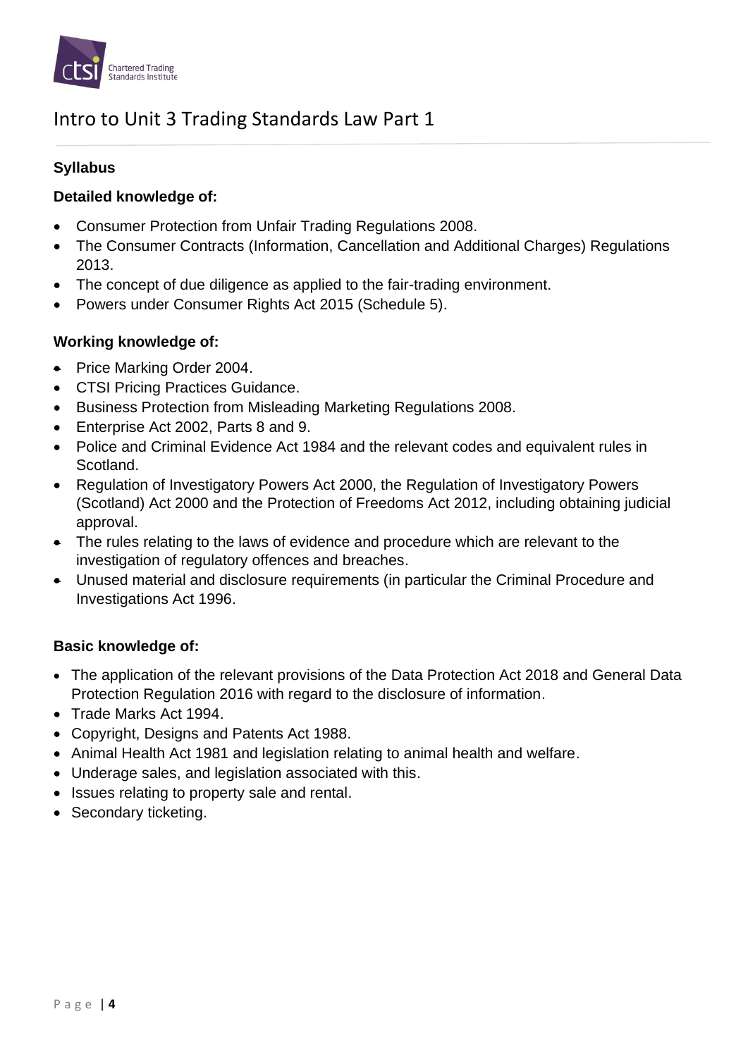# Intro to Unit 3 Trading Standards Law Part 1

**Syllabus**

**Detailed knowledge of:**

- Consumer Protection from Unfair Trading Regulations 2008.
- The Consumer Contracts (Information, Cancellation and Additional Charges) Regulations 2013.
- The concept of due diligence as applied to the fair-trading environment.
- Powers under Consumer Rights Act 2015 (Schedule 5).

**Working knowledge of:**

- Price Marking Order 2004.
- CTSI Pricing Practices Guidance.
- Business Protection from Misleading Marketing Regulations 2008.
- Enterprise Act 2002, Parts 8 and 9.
- Police and Criminal Evidence Act 1984 and the relevant codes and equivalent rules in Scotland.
- Regulation of Investigatory Powers Act 2000, the Regulation of Investigatory Powers (Scotland) Act 2000 and the Protection of Freedoms Act 2012, including obtaining judicial approval.
- The rules relating to the laws of evidence and procedure which are relevant to the investigation of regulatory offences and breaches.
- Unused material and disclosure requirements (in particular the Criminal Procedure and Investigations Act 1996.

**Basic knowledge of:**

- The application of the relevant provisions of the Data Protection Act 2018 and General Data Protection Regulation 2016 with regard to the disclosure of information.
- Trade Marks Act 1994.
- Copyright, Designs and Patents Act 1988.
- Animal Health Act 1981 and legislation relating to animal health and welfare.
- Underage sales, and legislation associated with this.
- Issues relating to property sale and rental.
- Secondary ticketing.